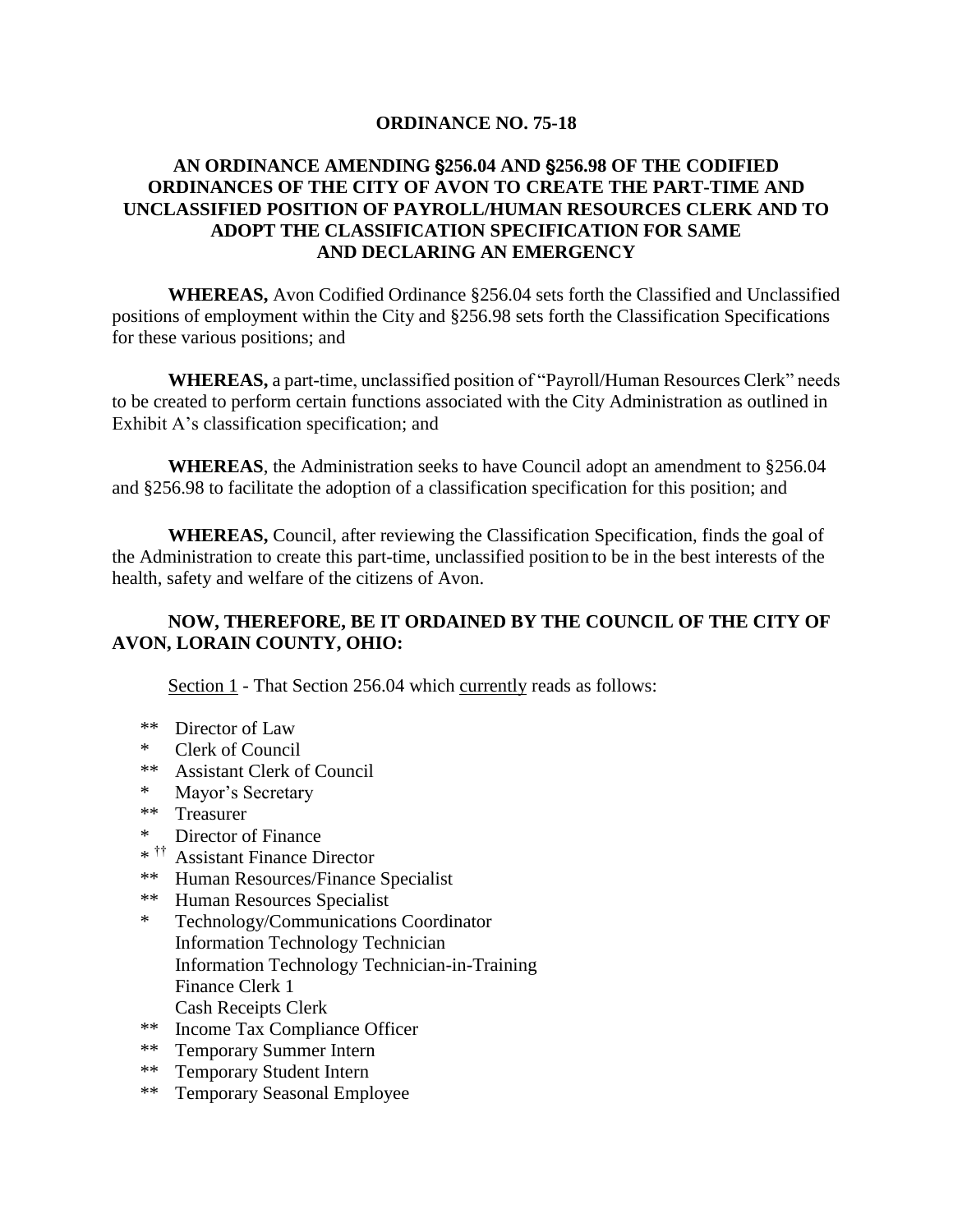**ORDINANCE NO. 75-18**

**AN ORDINANCE AMENDING §256.04 AND §256.98 OF THE CODIFIED ORDINANCES OF THE CITY OF AVON TO CREATE THE PART-TIME AND UNCLASSIFIED POSITION OF PAYROLL/HUMAN RESOURCES CLERK AND TO ADOPT THE CLASSIFICATION SPECIFICATION FOR SAME AND DECLARING AN EMERGENCY**

**WHEREAS,** Avon Codified Ordinance §256.04 sets forth the Classified and Unclassified positions of employment within the City and §256.98 sets forth the Classification Specifications for these various positions; and

**WHEREAS,** a part-time, unclassified position of "Payroll/Human Resources Clerk" needs to be created to perform certain functions associated with the City Administration as outlined in Exhibit A's classification specification; and

**WHEREAS**, the Administration seeks to have Council adopt an amendment to §256.04 and §256.98 to facilitate the adoption of a classification specification for this position; and

**WHEREAS,** Council, after reviewing the Classification Specification, finds the goal of the Administration to create this part-time, unclassified position to be in the best interests of the health, safety and welfare of the citizens of Avon.

**NOW, THEREFORE, BE IT ORDAINED BY THE COUNCIL OF THE CITY OF AVON, LORAIN COUNTY, OHIO:**

Section 1 - That Section 256.04 which currently reads as follows:

** Director of Law
* Clerk of Council
** Assistant Clerk of Council
* Mayor's Secretary
** Treasurer
* Director of Finance
* †† Assistant Finance Director
** Human Resources/Finance Specialist
** Human Resources Specialist
* Technology/Communications Coordinator
Information Technology Technician
Information Technology Technician-in-Training
Finance Clerk 1
Cash Receipts Clerk
** Income Tax Compliance Officer
** Temporary Summer Intern
** Temporary Student Intern
** Temporary Seasonal Employee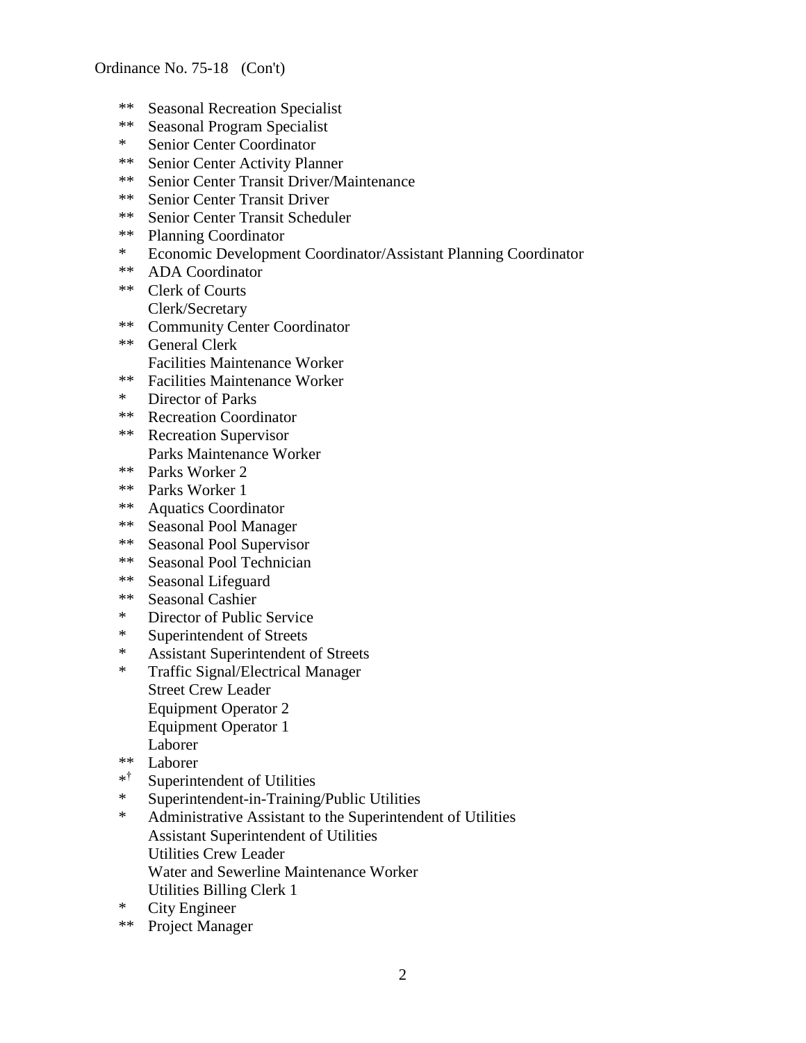Ordinance No. 75-18 (Con't)

**	Seasonal Recreation Specialist
**	Seasonal Program Specialist
*	Senior Center Coordinator
**	Senior Center Activity Planner
**	Senior Center Transit Driver/Maintenance
**	Senior Center Transit Driver
**	Senior Center Transit Scheduler
**	Planning Coordinator
*	Economic Development Coordinator/Assistant Planning Coordinator
**	ADA Coordinator
**	Clerk of Courts
	Clerk/Secretary
**	Community Center Coordinator
**	General Clerk
	Facilities Maintenance Worker
**	Facilities Maintenance Worker
*	Director of Parks
**	Recreation Coordinator
**	Recreation Supervisor
	Parks Maintenance Worker
**	Parks Worker 2
**	Parks Worker 1
**	Aquatics Coordinator
**	Seasonal Pool Manager
**	Seasonal Pool Supervisor
**	Seasonal Pool Technician
**	Seasonal Lifeguard
**	Seasonal Cashier
*	Director of Public Service
*	Superintendent of Streets
*	Assistant Superintendent of Streets
*	Traffic Signal/Electrical Manager
	Street Crew Leader
	Equipment Operator 2
	Equipment Operator 1
	Laborer
**	Laborer
*†	Superintendent of Utilities
*	Superintendent-in-Training/Public Utilities
*	Administrative Assistant to the Superintendent of Utilities
	Assistant Superintendent of Utilities
	Utilities Crew Leader
	Water and Sewerline Maintenance Worker
	Utilities Billing Clerk 1
*	City Engineer
**	Project Manager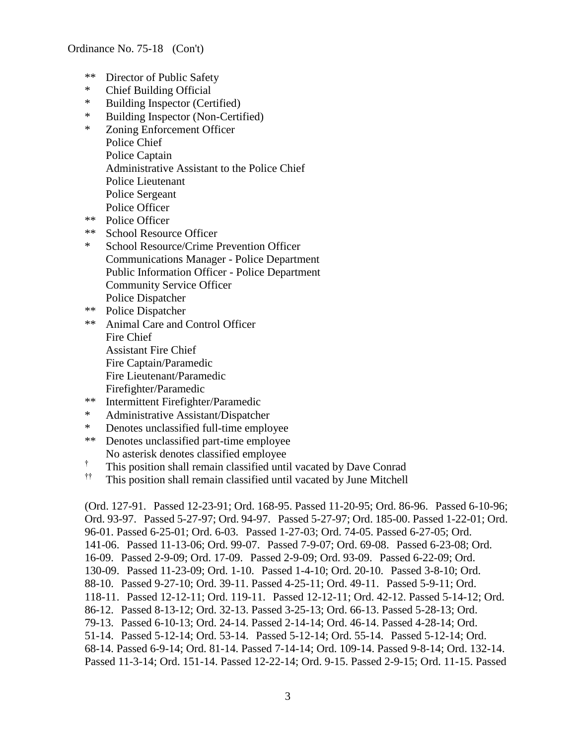Ordinance No. 75-18 (Con't)

** Director of Public Safety
* Chief Building Official
* Building Inspector (Certified)
* Building Inspector (Non-Certified)
* Zoning Enforcement Officer
Police Chief
Police Captain
Administrative Assistant to the Police Chief
Police Lieutenant
Police Sergeant
Police Officer
** Police Officer
** School Resource Officer
* School Resource/Crime Prevention Officer
Communications Manager - Police Department
Public Information Officer - Police Department
Community Service Officer
Police Dispatcher
** Police Dispatcher
** Animal Care and Control Officer
Fire Chief
Assistant Fire Chief
Fire Captain/Paramedic
Fire Lieutenant/Paramedic
Firefighter/Paramedic
** Intermittent Firefighter/Paramedic
* Administrative Assistant/Dispatcher
* Denotes unclassified full-time employee
** Denotes unclassified part-time employee
No asterisk denotes classified employee
† This position shall remain classified until vacated by Dave Conrad
†† This position shall remain classified until vacated by June Mitchell

(Ord. 127-91. Passed 12-23-91; Ord. 168-95. Passed 11-20-95; Ord. 86-96. Passed 6-10-96; Ord. 93-97. Passed 5-27-97; Ord. 94-97. Passed 5-27-97; Ord. 185-00. Passed 1-22-01; Ord. 96-01. Passed 6-25-01; Ord. 6-03. Passed 1-27-03; Ord. 74-05. Passed 6-27-05; Ord. 141-06. Passed 11-13-06; Ord. 99-07. Passed 7-9-07; Ord. 69-08. Passed 6-23-08; Ord. 16-09. Passed 2-9-09; Ord. 17-09. Passed 2-9-09; Ord. 93-09. Passed 6-22-09; Ord. 130-09. Passed 11-23-09; Ord. 1-10. Passed 1-4-10; Ord. 20-10. Passed 3-8-10; Ord. 88-10. Passed 9-27-10; Ord. 39-11. Passed 4-25-11; Ord. 49-11. Passed 5-9-11; Ord. 118-11. Passed 12-12-11; Ord. 119-11. Passed 12-12-11; Ord. 42-12. Passed 5-14-12; Ord. 86-12. Passed 8-13-12; Ord. 32-13. Passed 3-25-13; Ord. 66-13. Passed 5-28-13; Ord. 79-13. Passed 6-10-13; Ord. 24-14. Passed 2-14-14; Ord. 46-14. Passed 4-28-14; Ord. 51-14. Passed 5-12-14; Ord. 53-14. Passed 5-12-14; Ord. 55-14. Passed 5-12-14; Ord. 68-14. Passed 6-9-14; Ord. 81-14. Passed 7-14-14; Ord. 109-14. Passed 9-8-14; Ord. 132-14. Passed 11-3-14; Ord. 151-14. Passed 12-22-14; Ord. 9-15. Passed 2-9-15; Ord. 11-15. Passed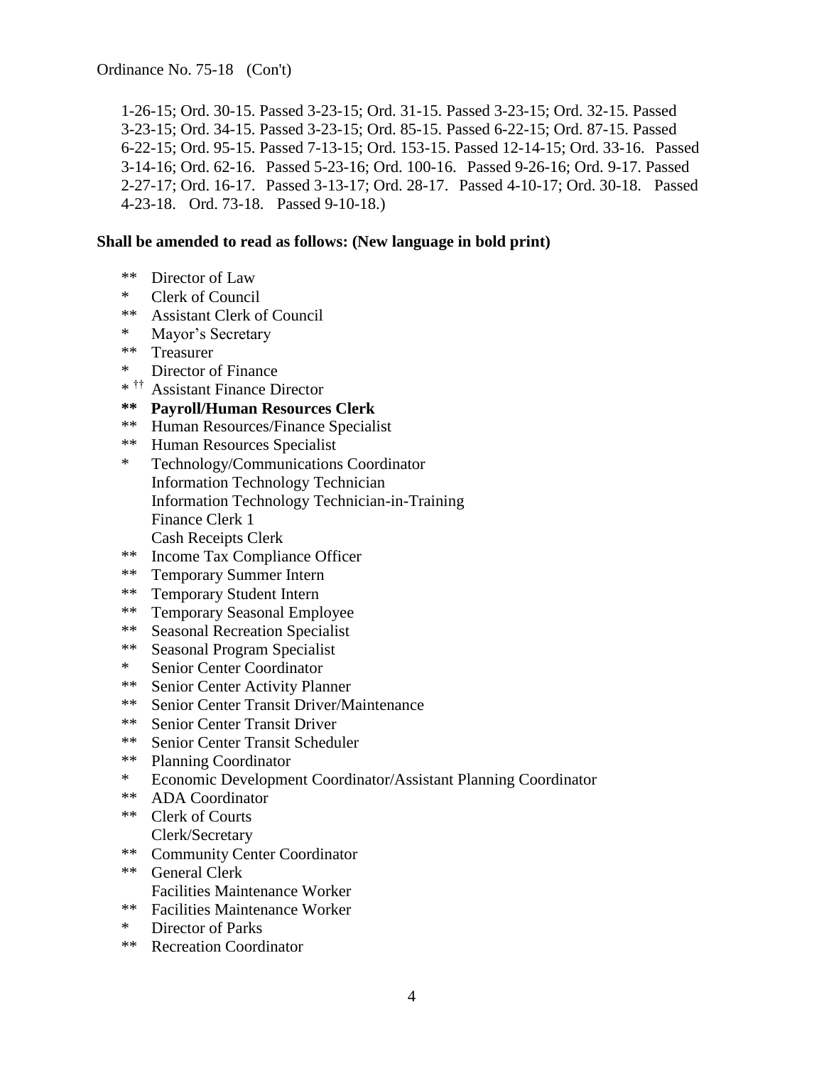Ordinance No. 75-18 (Con't)

1-26-15; Ord. 30-15. Passed 3-23-15; Ord. 31-15. Passed 3-23-15; Ord. 32-15. Passed 3-23-15; Ord. 34-15. Passed 3-23-15; Ord. 85-15. Passed 6-22-15; Ord. 87-15. Passed 6-22-15; Ord. 95-15. Passed 7-13-15; Ord. 153-15. Passed 12-14-15; Ord. 33-16. Passed 3-14-16; Ord. 62-16. Passed 5-23-16; Ord. 100-16. Passed 9-26-16; Ord. 9-17. Passed 2-27-17; Ord. 16-17. Passed 3-13-17; Ord. 28-17. Passed 4-10-17; Ord. 30-18. Passed 4-23-18. Ord. 73-18. Passed 9-10-18.)

**Shall be amended to read as follows: (New language in bold print)**

** Director of Law
* Clerk of Council
** Assistant Clerk of Council
* Mayor's Secretary
** Treasurer
* Director of Finance
* †† Assistant Finance Director
**\*\* Payroll/Human Resources Clerk**
** Human Resources/Finance Specialist
** Human Resources Specialist
* Technology/Communications Coordinator
Information Technology Technician
Information Technology Technician-in-Training
Finance Clerk 1
Cash Receipts Clerk
** Income Tax Compliance Officer
** Temporary Summer Intern
** Temporary Student Intern
** Temporary Seasonal Employee
** Seasonal Recreation Specialist
** Seasonal Program Specialist
* Senior Center Coordinator
** Senior Center Activity Planner
** Senior Center Transit Driver/Maintenance
** Senior Center Transit Driver
** Senior Center Transit Scheduler
** Planning Coordinator
* Economic Development Coordinator/Assistant Planning Coordinator
** ADA Coordinator
** Clerk of Courts
Clerk/Secretary
** Community Center Coordinator
** General Clerk
Facilities Maintenance Worker
** Facilities Maintenance Worker
* Director of Parks
** Recreation Coordinator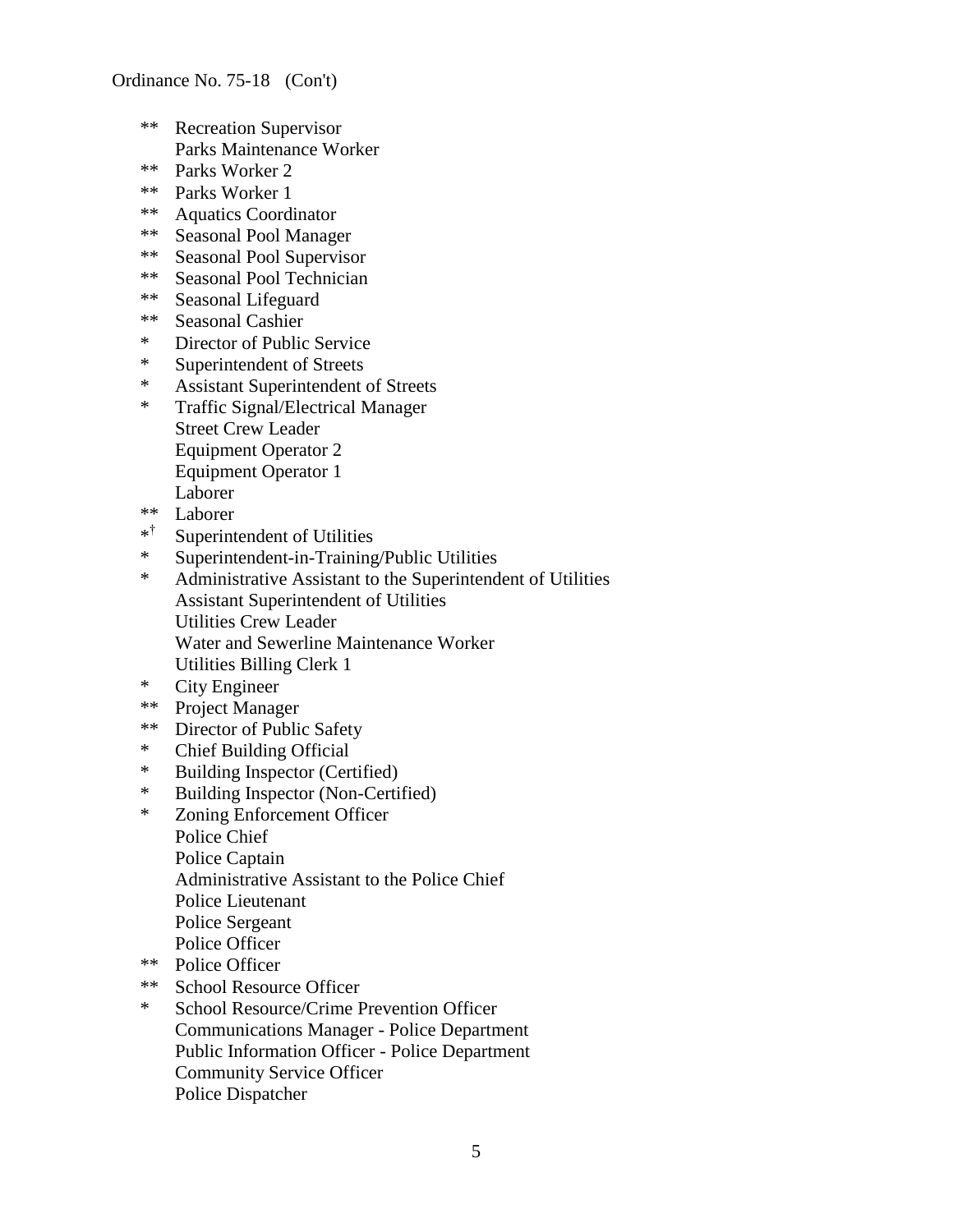Ordinance No. 75-18 (Con't)

** Recreation Supervisor
Parks Maintenance Worker
** Parks Worker 2
** Parks Worker 1
** Aquatics Coordinator
** Seasonal Pool Manager
** Seasonal Pool Supervisor
** Seasonal Pool Technician
** Seasonal Lifeguard
** Seasonal Cashier
* Director of Public Service
* Superintendent of Streets
* Assistant Superintendent of Streets
* Traffic Signal/Electrical Manager
Street Crew Leader
Equipment Operator 2
Equipment Operator 1
Laborer
** Laborer
*† Superintendent of Utilities
* Superintendent-in-Training/Public Utilities
* Administrative Assistant to the Superintendent of Utilities
Assistant Superintendent of Utilities
Utilities Crew Leader
Water and Sewerline Maintenance Worker
Utilities Billing Clerk 1
* City Engineer
** Project Manager
** Director of Public Safety
* Chief Building Official
* Building Inspector (Certified)
* Building Inspector (Non-Certified)
* Zoning Enforcement Officer
Police Chief
Police Captain
Administrative Assistant to the Police Chief
Police Lieutenant
Police Sergeant
Police Officer
** Police Officer
** School Resource Officer
* School Resource/Crime Prevention Officer
Communications Manager - Police Department
Public Information Officer - Police Department
Community Service Officer
Police Dispatcher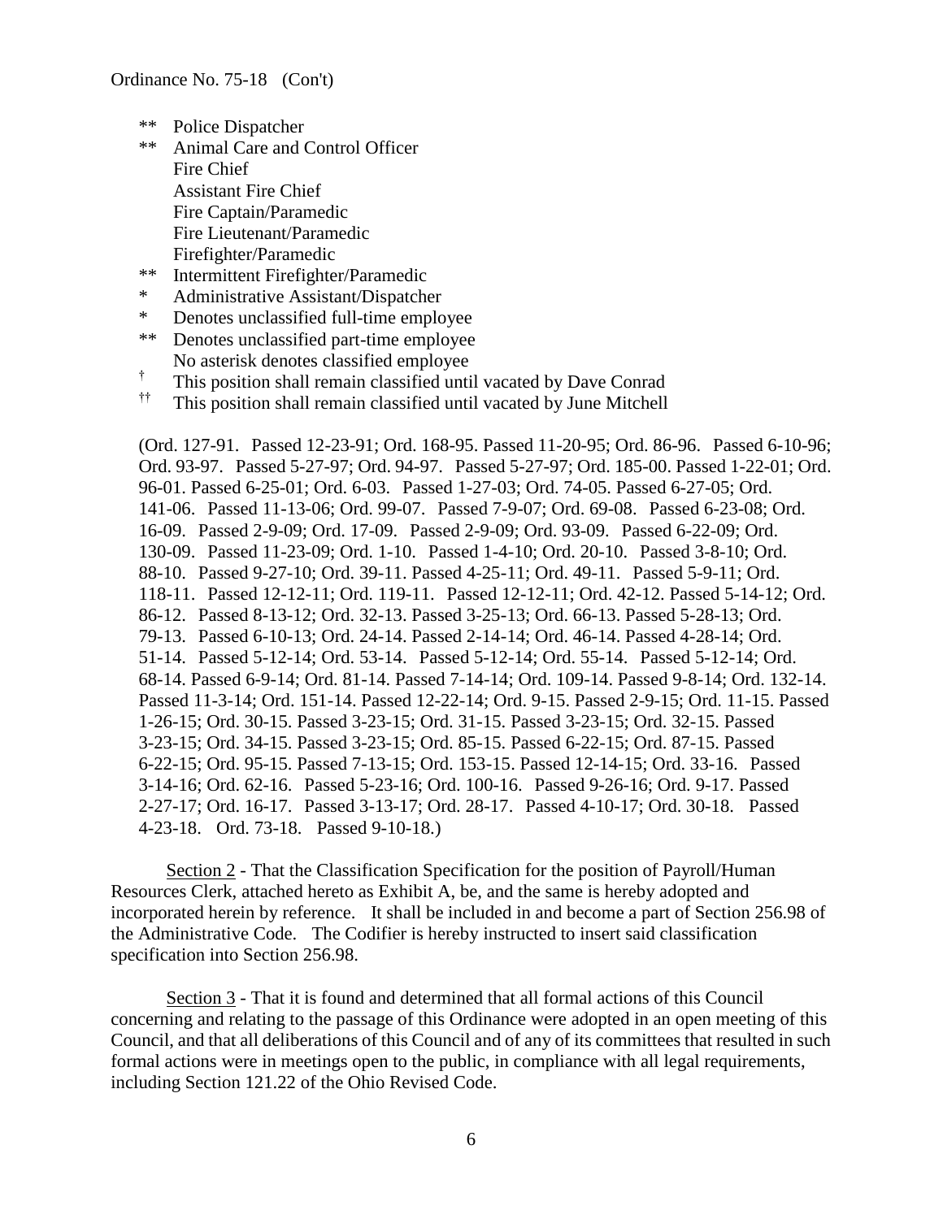Ordinance No. 75-18 (Con't)

- ** Police Dispatcher
- ** Animal Care and Control Officer
- Fire Chief
- Assistant Fire Chief
- Fire Captain/Paramedic
- Fire Lieutenant/Paramedic
- Firefighter/Paramedic
- ** Intermittent Firefighter/Paramedic
- * Administrative Assistant/Dispatcher

\* Denotes unclassified full-time employee
** Denotes unclassified part-time employee
No asterisk denotes classified employee
† This position shall remain classified until vacated by Dave Conrad
†† This position shall remain classified until vacated by June Mitchell

(Ord. 127-91. Passed 12-23-91; Ord. 168-95. Passed 11-20-95; Ord. 86-96. Passed 6-10-96; Ord. 93-97. Passed 5-27-97; Ord. 94-97. Passed 5-27-97; Ord. 185-00. Passed 1-22-01; Ord. 96-01. Passed 6-25-01; Ord. 6-03. Passed 1-27-03; Ord. 74-05. Passed 6-27-05; Ord. 141-06. Passed 11-13-06; Ord. 99-07. Passed 7-9-07; Ord. 69-08. Passed 6-23-08; Ord. 16-09. Passed 2-9-09; Ord. 17-09. Passed 2-9-09; Ord. 93-09. Passed 6-22-09; Ord. 130-09. Passed 11-23-09; Ord. 1-10. Passed 1-4-10; Ord. 20-10. Passed 3-8-10; Ord. 88-10. Passed 9-27-10; Ord. 39-11. Passed 4-25-11; Ord. 49-11. Passed 5-9-11; Ord. 118-11. Passed 12-12-11; Ord. 119-11. Passed 12-12-11; Ord. 42-12. Passed 5-14-12; Ord. 86-12. Passed 8-13-12; Ord. 32-13. Passed 3-25-13; Ord. 66-13. Passed 5-28-13; Ord. 79-13. Passed 6-10-13; Ord. 24-14. Passed 2-14-14; Ord. 46-14. Passed 4-28-14; Ord. 51-14. Passed 5-12-14; Ord. 53-14. Passed 5-12-14; Ord. 55-14. Passed 5-12-14; Ord. 68-14. Passed 6-9-14; Ord. 81-14. Passed 7-14-14; Ord. 109-14. Passed 9-8-14; Ord. 132-14. Passed 11-3-14; Ord. 151-14. Passed 12-22-14; Ord. 9-15. Passed 2-9-15; Ord. 11-15. Passed 1-26-15; Ord. 30-15. Passed 3-23-15; Ord. 31-15. Passed 3-23-15; Ord. 32-15. Passed 3-23-15; Ord. 34-15. Passed 3-23-15; Ord. 85-15. Passed 6-22-15; Ord. 87-15. Passed 6-22-15; Ord. 95-15. Passed 7-13-15; Ord. 153-15. Passed 12-14-15; Ord. 33-16. Passed 3-14-16; Ord. 62-16. Passed 5-23-16; Ord. 100-16. Passed 9-26-16; Ord. 9-17. Passed 2-27-17; Ord. 16-17. Passed 3-13-17; Ord. 28-17. Passed 4-10-17; Ord. 30-18. Passed 4-23-18. Ord. 73-18. Passed 9-10-18.)

<u>Section 2</u> - That the Classification Specification for the position of Payroll/Human Resources Clerk, attached hereto as Exhibit A, be, and the same is hereby adopted and incorporated herein by reference. It shall be included in and become a part of Section 256.98 of the Administrative Code. The Codifier is hereby instructed to insert said classification specification into Section 256.98.

<u>Section 3</u> - That it is found and determined that all formal actions of this Council concerning and relating to the passage of this Ordinance were adopted in an open meeting of this Council, and that all deliberations of this Council and of any of its committees that resulted in such formal actions were in meetings open to the public, in compliance with all legal requirements, including Section 121.22 of the Ohio Revised Code.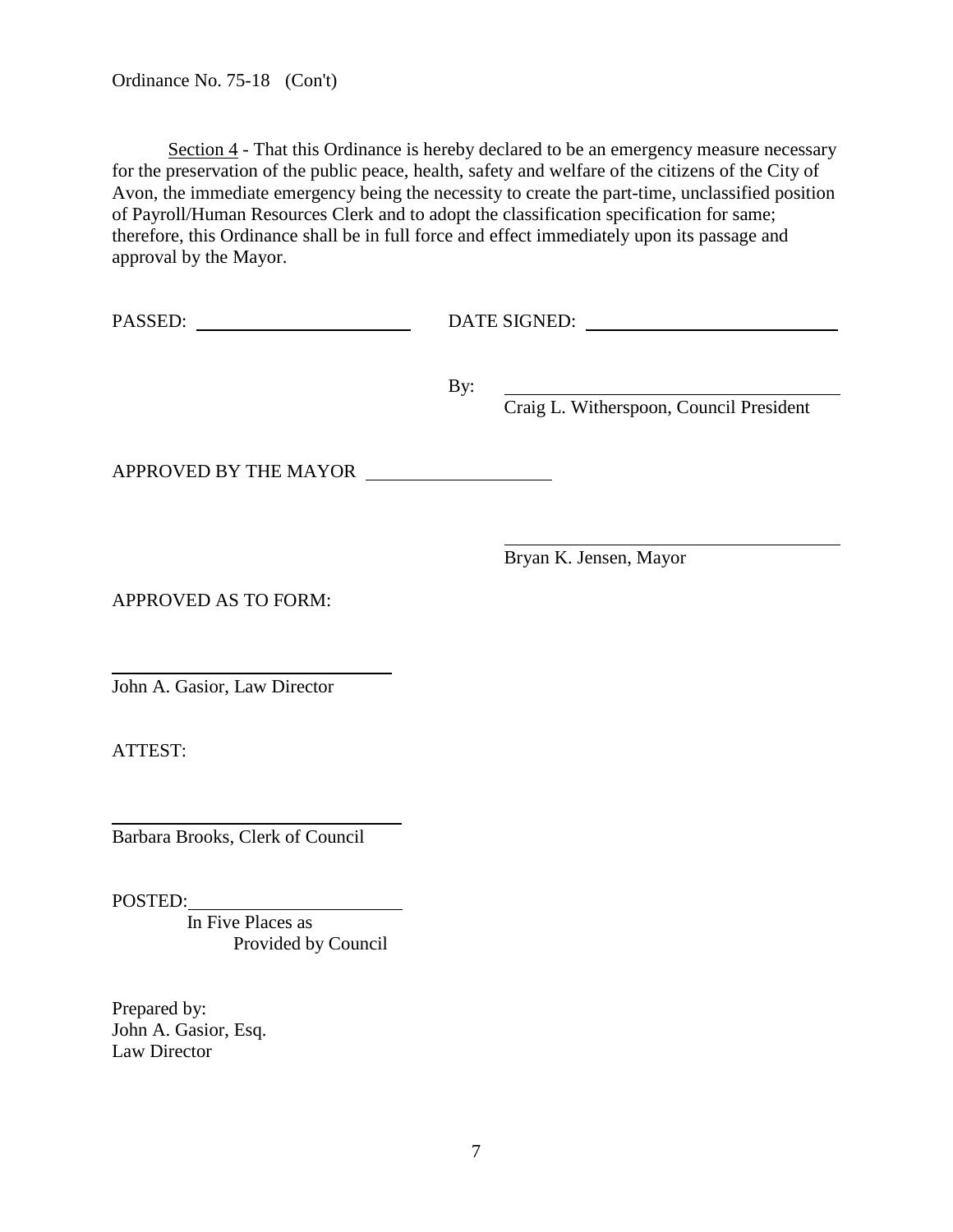Ordinance No. 75-18 (Con't)

Section 4 - That this Ordinance is hereby declared to be an emergency measure necessary for the preservation of the public peace, health, safety and welfare of the citizens of the City of Avon, the immediate emergency being the necessity to create the part-time, unclassified position of Payroll/Human Resources Clerk and to adopt the classification specification for same; therefore, this Ordinance shall be in full force and effect immediately upon its passage and approval by the Mayor.

PASSED: ______________________ DATE SIGNED: __________________________

By: ____________________________________
Craig L. Witherspoon, Council President

APPROVED BY THE MAYOR ___________________

____________________________________
Bryan K. Jensen, Mayor

APPROVED AS TO FORM:

______________________________
John A. Gasior, Law Director

ATTEST:

______________________________
Barbara Brooks, Clerk of Council

POSTED: ______________________
In Five Places as
Provided by Council

Prepared by:
John A. Gasior, Esq.
Law Director